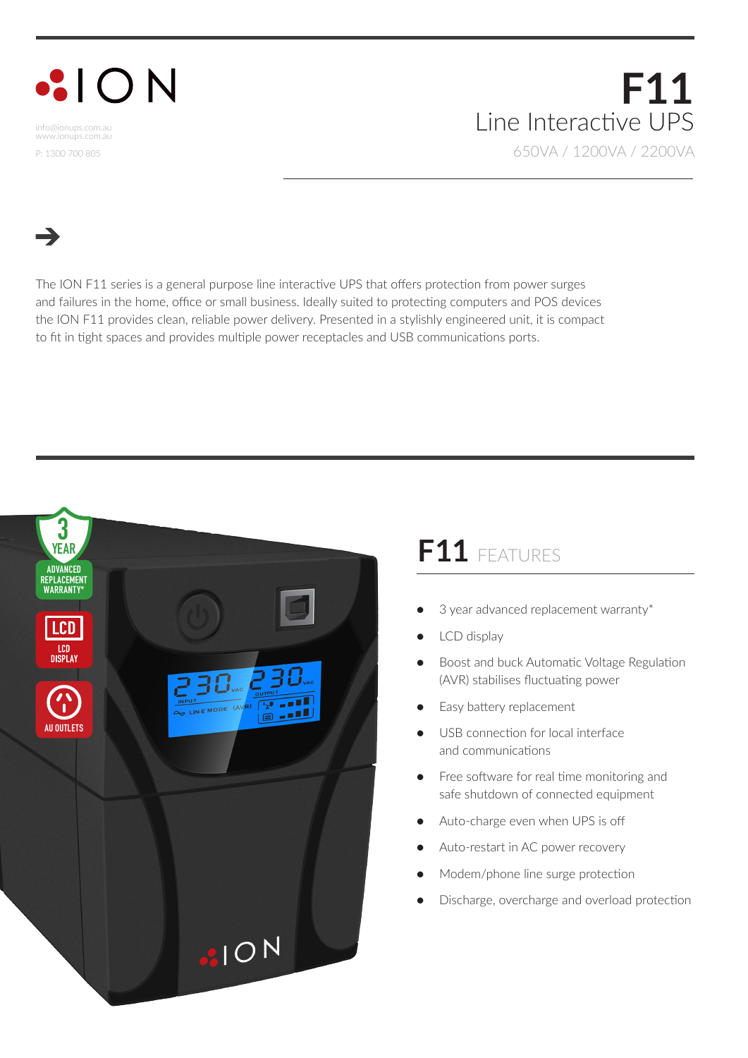ION

info@ionups.com.au
www.ionups.com.au

P: 1300 700 805

# F11

## Line Interactive UPS

650VA / 1200VA / 2200VA

The ION F11 series is a general purpose line interactive UPS that offers protection from power surges and failures in the home, office or small business. Ideally suited to protecting computers and POS devices the ION F11 provides clean, reliable power delivery. Presented in a stylishly engineered unit, it is compact to fit in tight spaces and provides multiple power receptacles and USB communications ports.

## F11 FEATURES

- 3 year advanced replacement warranty*
- LCD display
- Boost and buck Automatic Voltage Regulation (AVR) stabilises fluctuating power
- Easy battery replacement
- USB connection for local interface and communications
- Free software for real time monitoring and safe shutdown of connected equipment
- Auto-charge even when UPS is off
- Auto-restart in AC power recovery
- Modem/phone line surge protection
- Discharge, overcharge and overload protection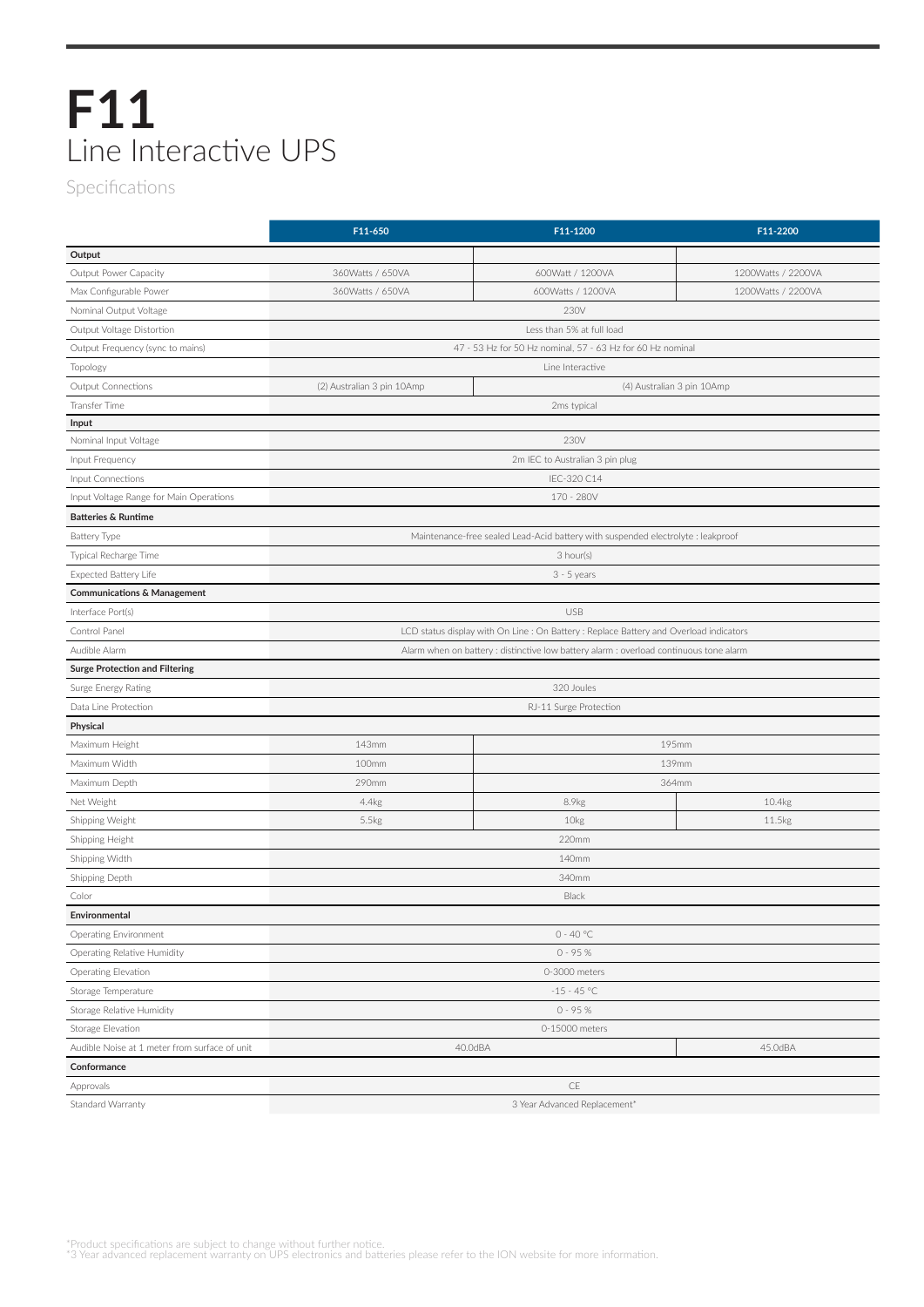# F11
## Line Interactive UPS

Specifications

| | F11-650 | F11-1200 | F11-2200 |
|---|---|---|---|
| **Output** | | | |
| Output Power Capacity | 360Watts / 650VA | 600Watt / 1200VA | 1200Watts / 2200VA |
| Max Configurable Power | 360Watts / 650VA | 600Watts / 1200VA | 1200Watts / 2200VA |
| Nominal Output Voltage | 230V | | |
| Output Voltage Distortion | Less than 5% at full load | | |
| Output Frequency (sync to mains) | 47 - 53 Hz for 50 Hz nominal, 57 - 63 Hz for 60 Hz nominal | | |
| Topology | Line Interactive | | |
| Output Connections | (2) Australian 3 pin 10Amp | (4) Australian 3 pin 10Amp | |
| Transfer Time | 2ms typical | | |
| **Input** | | | |
| Nominal Input Voltage | 230V | | |
| Input Frequency | 2m IEC to Australian 3 pin plug | | |
| Input Connections | IEC-320 C14 | | |
| Input Voltage Range for Main Operations | 170 - 280V | | |
| **Batteries & Runtime** | | | |
| Battery Type | Maintenance-free sealed Lead-Acid battery with suspended electrolyte : leakproof | | |
| Typical Recharge Time | 3 hour(s) | | |
| Expected Battery Life | 3 - 5 years | | |
| **Communications & Management** | | | |
| Interface Port(s) | USB | | |
| Control Panel | LCD status display with On Line : On Battery : Replace Battery and Overload indicators | | |
| Audible Alarm | Alarm when on battery : distinctive low battery alarm : overload continuous tone alarm | | |
| **Surge Protection and Filtering** | | | |
| Surge Energy Rating | 320 Joules | | |
| Data Line Protection | RJ-11 Surge Protection | | |
| **Physical** | | | |
| Maximum Height | 143mm | 195mm | |
| Maximum Width | 100mm | 139mm | |
| Maximum Depth | 290mm | 364mm | |
| Net Weight | 4.4kg | 8.9kg | 10.4kg |
| Shipping Weight | 5.5kg | 10kg | 11.5kg |
| Shipping Height | 220mm | | |
| Shipping Width | 140mm | | |
| Shipping Depth | 340mm | | |
| Color | Black | | |
| **Environmental** | | | |
| Operating Environment | 0 - 40 °C | | |
| Operating Relative Humidity | 0 - 95 % | | |
| Operating Elevation | 0-3000 meters | | |
| Storage Temperature | -15 - 45 °C | | |
| Storage Relative Humidity | 0 - 95 % | | |
| Storage Elevation | 0-15000 meters | | |
| Audible Noise at 1 meter from surface of unit | 40.0dBA | | 45.0dBA |
| **Conformance** | | | |
| Approvals | CE | | |
| Standard Warranty | 3 Year Advanced Replacement* | | |

*Product specifications are subject to change without further notice.
*3 Year advanced replacement warranty on UPS electronics and batteries please refer to the ION website for more information.